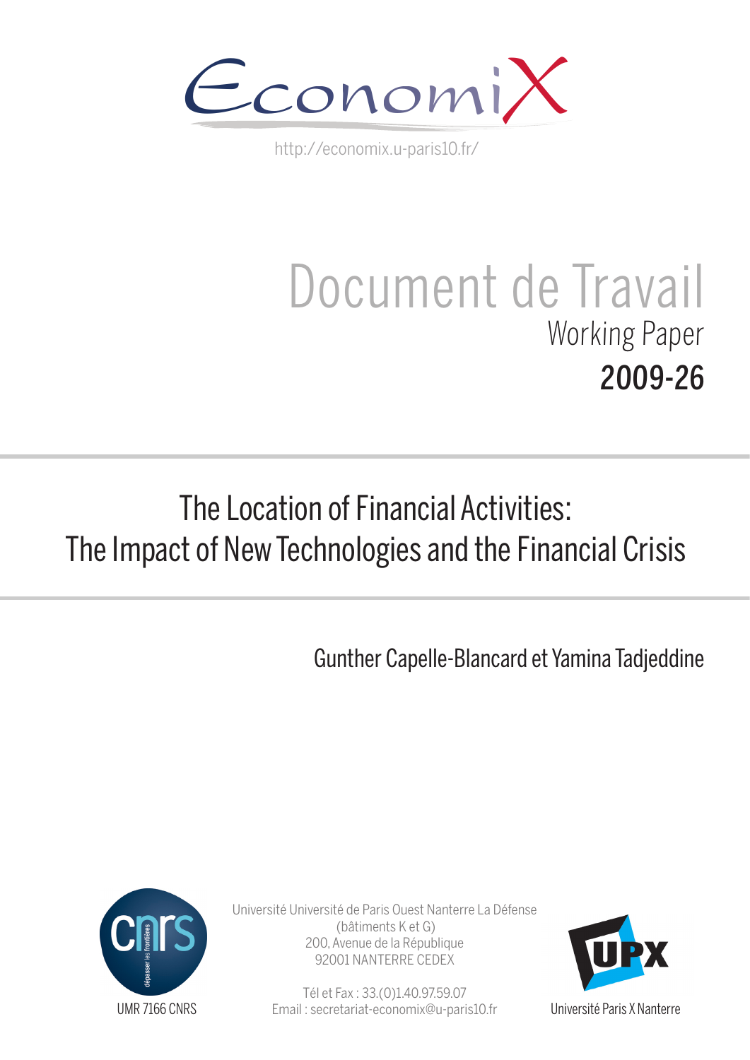EconomiX

http://economix.u-paris10.fr/

# Document de Travail

## Working Paper

## 2009-26

# The Location of Financial Activities: The Impact of New Technologies and the Financial Crisis

Gunther Capelle-Blancard et Yamina Tadjeddine

UMR 7166 CNRS

Université Université de Paris Ouest Nanterre La Défense
(bâtiments K et G)
200, Avenue de la République
92001 NANTERRE CEDEX

Tél et Fax : 33.(0)1.40.97.59.07
Email : secretariat-economix@u-paris10.fr

Université Paris X Nanterre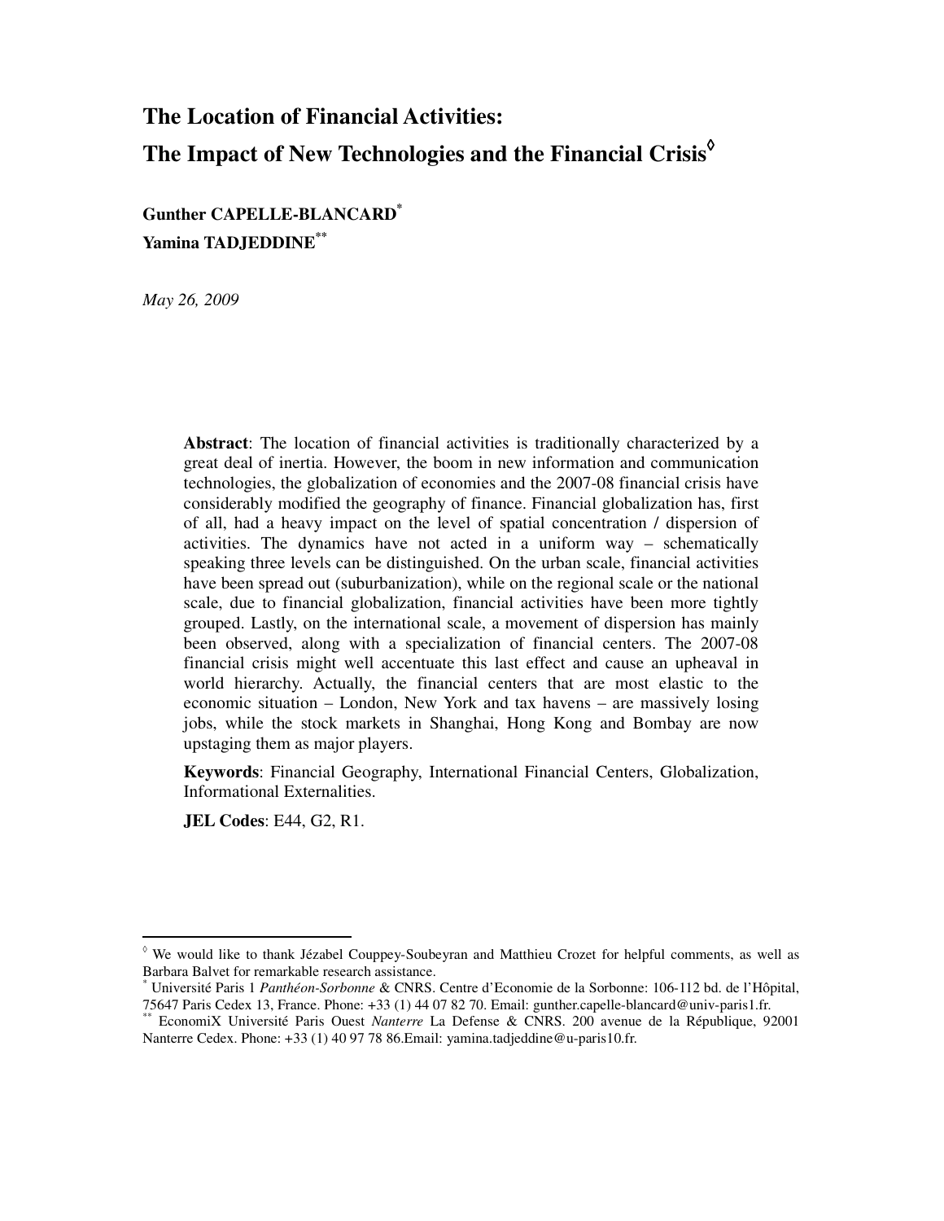# The Location of Financial Activities:
# The Impact of New Technologies and the Financial Crisis[◊]

**Gunther CAPELLE-BLANCARD**[*]
**Yamina TADJEDDINE**[**]

*May 26, 2009*

**Abstract**: The location of financial activities is traditionally characterized by a great deal of inertia. However, the boom in new information and communication technologies, the globalization of economies and the 2007-08 financial crisis have considerably modified the geography of finance. Financial globalization has, first of all, had a heavy impact on the level of spatial concentration / dispersion of activities. The dynamics have not acted in a uniform way – schematically speaking three levels can be distinguished. On the urban scale, financial activities have been spread out (suburbanization), while on the regional scale or the national scale, due to financial globalization, financial activities have been more tightly grouped. Lastly, on the international scale, a movement of dispersion has mainly been observed, along with a specialization of financial centers. The 2007-08 financial crisis might well accentuate this last effect and cause an upheaval in world hierarchy. Actually, the financial centers that are most elastic to the economic situation – London, New York and tax havens – are massively losing jobs, while the stock markets in Shanghai, Hong Kong and Bombay are now upstaging them as major players.

**Keywords**: Financial Geography, International Financial Centers, Globalization, Informational Externalities.

**JEL Codes**: E44, G2, R1.

---

[◊] We would like to thank Jézabel Couppey-Soubeyran and Matthieu Crozet for helpful comments, as well as Barbara Balvet for remarkable research assistance.

[*] Université Paris 1 *Panthéon-Sorbonne* & CNRS. Centre d'Economie de la Sorbonne: 106-112 bd. de l'Hôpital, 75647 Paris Cedex 13, France. Phone: +33 (1) 44 07 82 70. Email: gunther.capelle-blancard@univ-paris1.fr.

[**] EconomiX Université Paris Ouest *Nanterre* La Defense & CNRS. 200 avenue de la République, 92001 Nanterre Cedex. Phone: +33 (1) 40 97 78 86.Email: yamina.tadjeddine@u-paris10.fr.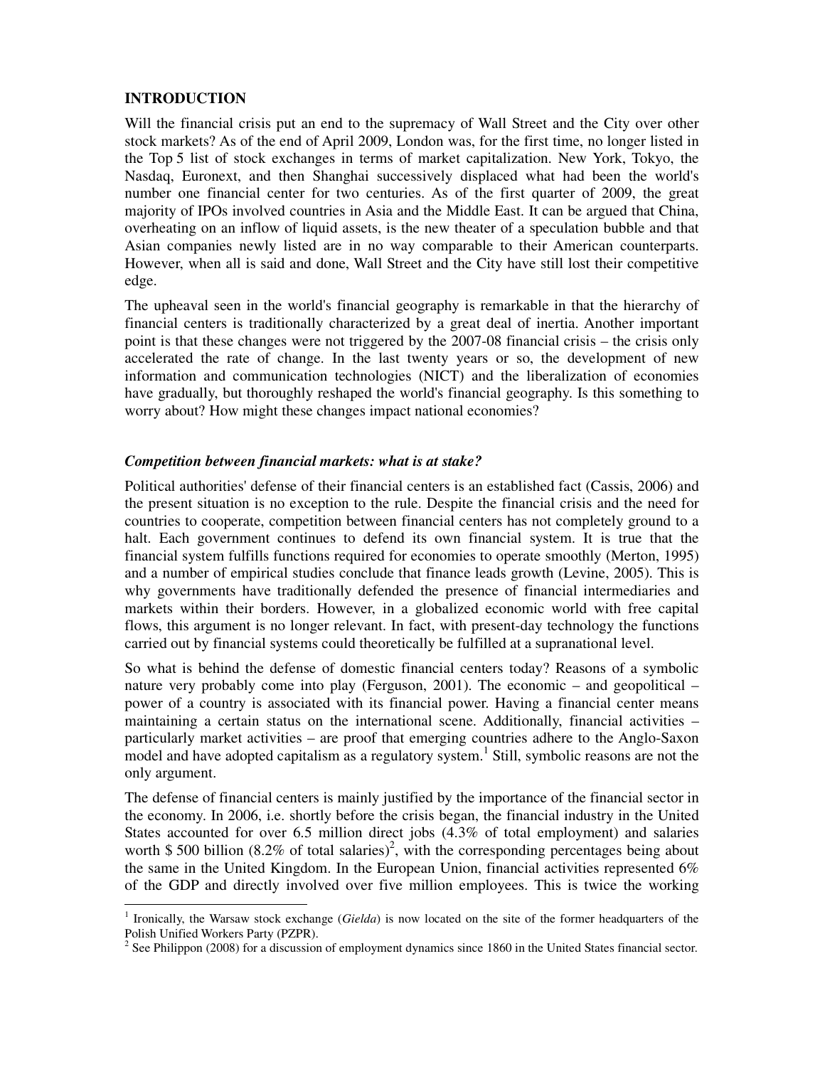## INTRODUCTION

Will the financial crisis put an end to the supremacy of Wall Street and the City over other stock markets? As of the end of April 2009, London was, for the first time, no longer listed in the Top 5 list of stock exchanges in terms of market capitalization. New York, Tokyo, the Nasdaq, Euronext, and then Shanghai successively displaced what had been the world's number one financial center for two centuries. As of the first quarter of 2009, the great majority of IPOs involved countries in Asia and the Middle East. It can be argued that China, overheating on an inflow of liquid assets, is the new theater of a speculation bubble and that Asian companies newly listed are in no way comparable to their American counterparts. However, when all is said and done, Wall Street and the City have still lost their competitive edge.

The upheaval seen in the world's financial geography is remarkable in that the hierarchy of financial centers is traditionally characterized by a great deal of inertia. Another important point is that these changes were not triggered by the 2007-08 financial crisis – the crisis only accelerated the rate of change. In the last twenty years or so, the development of new information and communication technologies (NICT) and the liberalization of economies have gradually, but thoroughly reshaped the world's financial geography. Is this something to worry about? How might these changes impact national economies?

### *Competition between financial markets: what is at stake?*

Political authorities' defense of their financial centers is an established fact (Cassis, 2006) and the present situation is no exception to the rule. Despite the financial crisis and the need for countries to cooperate, competition between financial centers has not completely ground to a halt. Each government continues to defend its own financial system. It is true that the financial system fulfills functions required for economies to operate smoothly (Merton, 1995) and a number of empirical studies conclude that finance leads growth (Levine, 2005). This is why governments have traditionally defended the presence of financial intermediaries and markets within their borders. However, in a globalized economic world with free capital flows, this argument is no longer relevant. In fact, with present-day technology the functions carried out by financial systems could theoretically be fulfilled at a supranational level.

So what is behind the defense of domestic financial centers today? Reasons of a symbolic nature very probably come into play (Ferguson, 2001). The economic – and geopolitical – power of a country is associated with its financial power. Having a financial center means maintaining a certain status on the international scene. Additionally, financial activities – particularly market activities – are proof that emerging countries adhere to the Anglo-Saxon model and have adopted capitalism as a regulatory system.[1] Still, symbolic reasons are not the only argument.

The defense of financial centers is mainly justified by the importance of the financial sector in the economy. In 2006, i.e. shortly before the crisis began, the financial industry in the United States accounted for over 6.5 million direct jobs (4.3% of total employment) and salaries worth $ 500 billion (8.2% of total salaries)[2], with the corresponding percentages being about the same in the United Kingdom. In the European Union, financial activities represented 6% of the GDP and directly involved over five million employees. This is twice the working

---

[1] Ironically, the Warsaw stock exchange (*Gielda*) is now located on the site of the former headquarters of the Polish Unified Workers Party (PZPR).

[2] See Philippon (2008) for a discussion of employment dynamics since 1860 in the United States financial sector.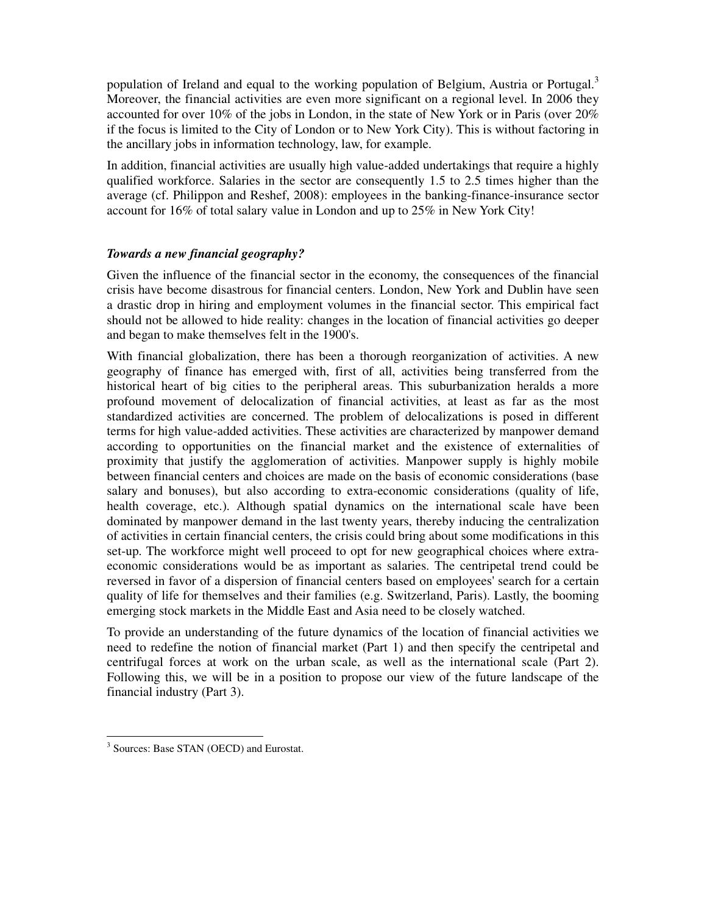population of Ireland and equal to the working population of Belgium, Austria or Portugal.[3] Moreover, the financial activities are even more significant on a regional level. In 2006 they accounted for over 10% of the jobs in London, in the state of New York or in Paris (over 20% if the focus is limited to the City of London or to New York City). This is without factoring in the ancillary jobs in information technology, law, for example.

In addition, financial activities are usually high value-added undertakings that require a highly qualified workforce. Salaries in the sector are consequently 1.5 to 2.5 times higher than the average (cf. Philippon and Reshef, 2008): employees in the banking-finance-insurance sector account for 16% of total salary value in London and up to 25% in New York City!

***Towards a new financial geography?***

Given the influence of the financial sector in the economy, the consequences of the financial crisis have become disastrous for financial centers. London, New York and Dublin have seen a drastic drop in hiring and employment volumes in the financial sector. This empirical fact should not be allowed to hide reality: changes in the location of financial activities go deeper and began to make themselves felt in the 1900's.

With financial globalization, there has been a thorough reorganization of activities. A new geography of finance has emerged with, first of all, activities being transferred from the historical heart of big cities to the peripheral areas. This suburbanization heralds a more profound movement of delocalization of financial activities, at least as far as the most standardized activities are concerned. The problem of delocalizations is posed in different terms for high value-added activities. These activities are characterized by manpower demand according to opportunities on the financial market and the existence of externalities of proximity that justify the agglomeration of activities. Manpower supply is highly mobile between financial centers and choices are made on the basis of economic considerations (base salary and bonuses), but also according to extra-economic considerations (quality of life, health coverage, etc.). Although spatial dynamics on the international scale have been dominated by manpower demand in the last twenty years, thereby inducing the centralization of activities in certain financial centers, the crisis could bring about some modifications in this set-up. The workforce might well proceed to opt for new geographical choices where extra-economic considerations would be as important as salaries. The centripetal trend could be reversed in favor of a dispersion of financial centers based on employees' search for a certain quality of life for themselves and their families (e.g. Switzerland, Paris). Lastly, the booming emerging stock markets in the Middle East and Asia need to be closely watched.

To provide an understanding of the future dynamics of the location of financial activities we need to redefine the notion of financial market (Part 1) and then specify the centripetal and centrifugal forces at work on the urban scale, as well as the international scale (Part 2). Following this, we will be in a position to propose our view of the future landscape of the financial industry (Part 3).

[3] Sources: Base STAN (OECD) and Eurostat.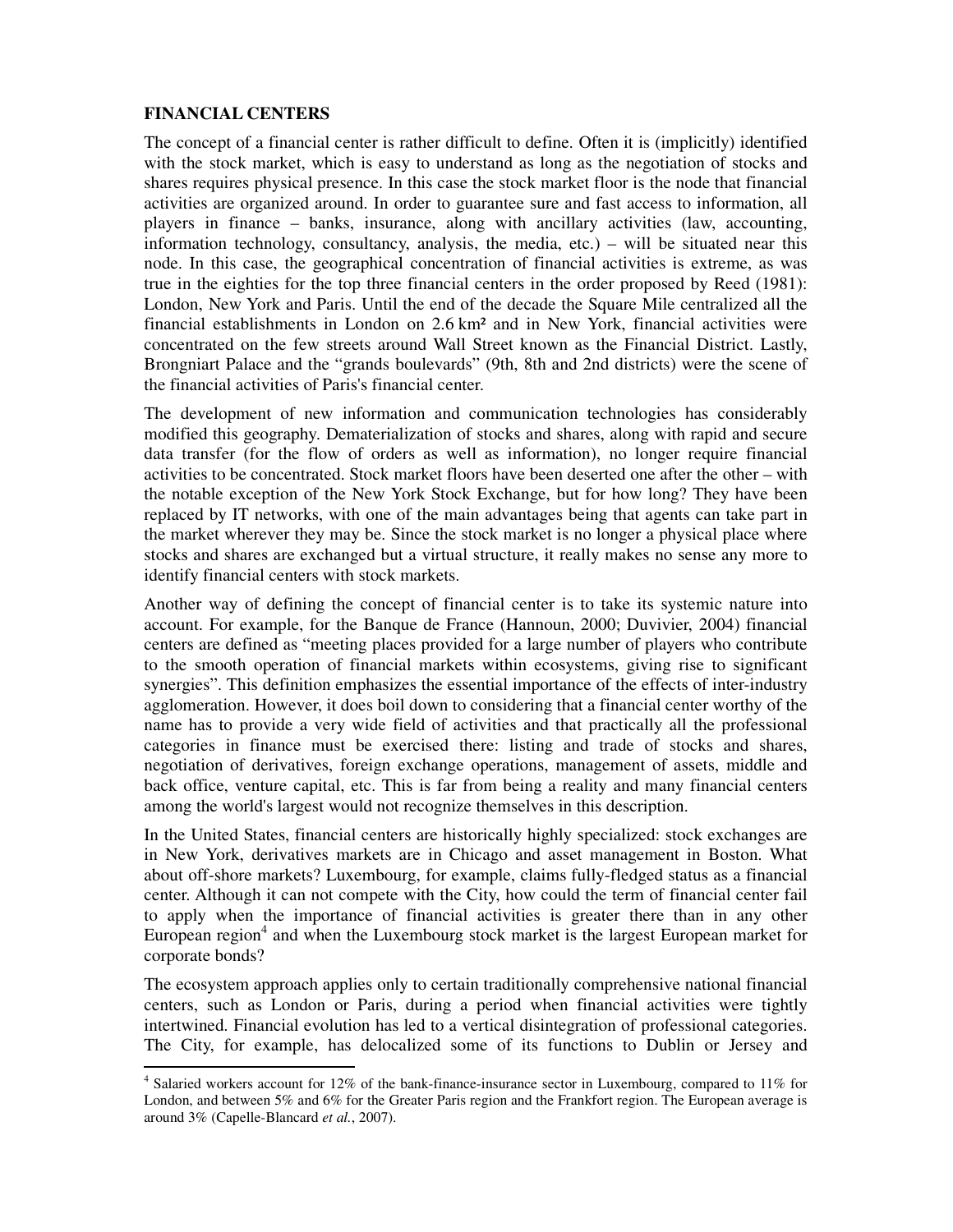**FINANCIAL CENTERS**

The concept of a financial center is rather difficult to define. Often it is (implicitly) identified with the stock market, which is easy to understand as long as the negotiation of stocks and shares requires physical presence. In this case the stock market floor is the node that financial activities are organized around. In order to guarantee sure and fast access to information, all players in finance – banks, insurance, along with ancillary activities (law, accounting, information technology, consultancy, analysis, the media, etc.) – will be situated near this node. In this case, the geographical concentration of financial activities is extreme, as was true in the eighties for the top three financial centers in the order proposed by Reed (1981): London, New York and Paris. Until the end of the decade the Square Mile centralized all the financial establishments in London on 2.6 km² and in New York, financial activities were concentrated on the few streets around Wall Street known as the Financial District. Lastly, Brongniart Palace and the "grands boulevards" (9th, 8th and 2nd districts) were the scene of the financial activities of Paris's financial center.

The development of new information and communication technologies has considerably modified this geography. Dematerialization of stocks and shares, along with rapid and secure data transfer (for the flow of orders as well as information), no longer require financial activities to be concentrated. Stock market floors have been deserted one after the other – with the notable exception of the New York Stock Exchange, but for how long? They have been replaced by IT networks, with one of the main advantages being that agents can take part in the market wherever they may be. Since the stock market is no longer a physical place where stocks and shares are exchanged but a virtual structure, it really makes no sense any more to identify financial centers with stock markets.

Another way of defining the concept of financial center is to take its systemic nature into account. For example, for the Banque de France (Hannoun, 2000; Duvivier, 2004) financial centers are defined as "meeting places provided for a large number of players who contribute to the smooth operation of financial markets within ecosystems, giving rise to significant synergies". This definition emphasizes the essential importance of the effects of inter-industry agglomeration. However, it does boil down to considering that a financial center worthy of the name has to provide a very wide field of activities and that practically all the professional categories in finance must be exercised there: listing and trade of stocks and shares, negotiation of derivatives, foreign exchange operations, management of assets, middle and back office, venture capital, etc. This is far from being a reality and many financial centers among the world's largest would not recognize themselves in this description.

In the United States, financial centers are historically highly specialized: stock exchanges are in New York, derivatives markets are in Chicago and asset management in Boston. What about off-shore markets? Luxembourg, for example, claims fully-fledged status as a financial center. Although it can not compete with the City, how could the term of financial center fail to apply when the importance of financial activities is greater there than in any other European region[4] and when the Luxembourg stock market is the largest European market for corporate bonds?

The ecosystem approach applies only to certain traditionally comprehensive national financial centers, such as London or Paris, during a period when financial activities were tightly intertwined. Financial evolution has led to a vertical disintegration of professional categories. The City, for example, has delocalized some of its functions to Dublin or Jersey and

[4] Salaried workers account for 12% of the bank-finance-insurance sector in Luxembourg, compared to 11% for London, and between 5% and 6% for the Greater Paris region and the Frankfort region. The European average is around 3% (Capelle-Blancard *et al.*, 2007).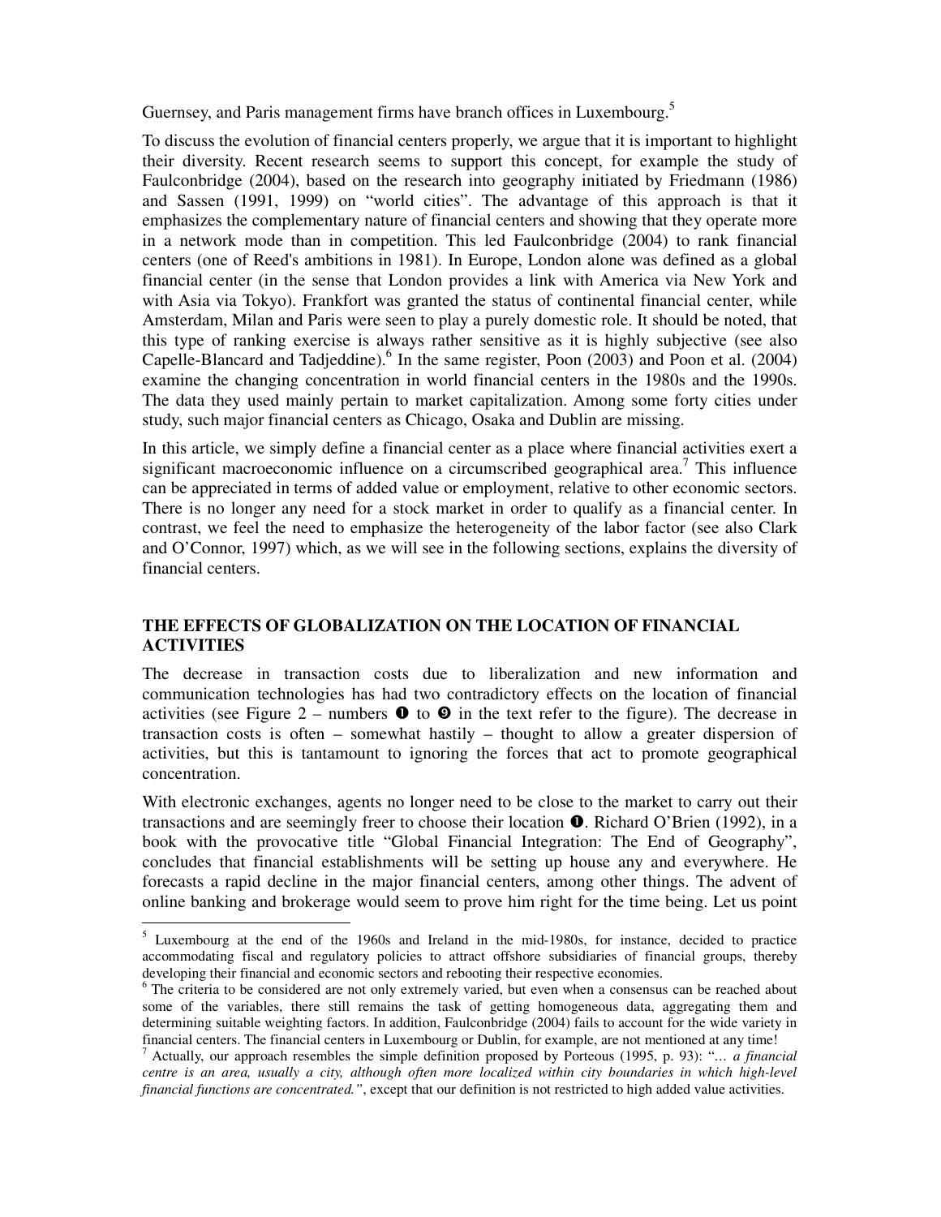Guernsey, and Paris management firms have branch offices in Luxembourg.[5]

To discuss the evolution of financial centers properly, we argue that it is important to highlight their diversity. Recent research seems to support this concept, for example the study of Faulconbridge (2004), based on the research into geography initiated by Friedmann (1986) and Sassen (1991, 1999) on "world cities". The advantage of this approach is that it emphasizes the complementary nature of financial centers and showing that they operate more in a network mode than in competition. This led Faulconbridge (2004) to rank financial centers (one of Reed's ambitions in 1981). In Europe, London alone was defined as a global financial center (in the sense that London provides a link with America via New York and with Asia via Tokyo). Frankfort was granted the status of continental financial center, while Amsterdam, Milan and Paris were seen to play a purely domestic role. It should be noted, that this type of ranking exercise is always rather sensitive as it is highly subjective (see also Capelle-Blancard and Tadjeddine).[6] In the same register, Poon (2003) and Poon et al. (2004) examine the changing concentration in world financial centers in the 1980s and the 1990s. The data they used mainly pertain to market capitalization. Among some forty cities under study, such major financial centers as Chicago, Osaka and Dublin are missing.

In this article, we simply define a financial center as a place where financial activities exert a significant macroeconomic influence on a circumscribed geographical area.[7] This influence can be appreciated in terms of added value or employment, relative to other economic sectors. There is no longer any need for a stock market in order to qualify as a financial center. In contrast, we feel the need to emphasize the heterogeneity of the labor factor (see also Clark and O'Connor, 1997) which, as we will see in the following sections, explains the diversity of financial centers.

## THE EFFECTS OF GLOBALIZATION ON THE LOCATION OF FINANCIAL ACTIVITIES

The decrease in transaction costs due to liberalization and new information and communication technologies has had two contradictory effects on the location of financial activities (see Figure 2 – numbers ❶ to ❾ in the text refer to the figure). The decrease in transaction costs is often – somewhat hastily – thought to allow a greater dispersion of activities, but this is tantamount to ignoring the forces that act to promote geographical concentration.

With electronic exchanges, agents no longer need to be close to the market to carry out their transactions and are seemingly freer to choose their location ❶. Richard O'Brien (1992), in a book with the provocative title "Global Financial Integration: The End of Geography", concludes that financial establishments will be setting up house any and everywhere. He forecasts a rapid decline in the major financial centers, among other things. The advent of online banking and brokerage would seem to prove him right for the time being. Let us point

---

[5] Luxembourg at the end of the 1960s and Ireland in the mid-1980s, for instance, decided to practice accommodating fiscal and regulatory policies to attract offshore subsidiaries of financial groups, thereby developing their financial and economic sectors and rebooting their respective economies.

[6] The criteria to be considered are not only extremely varied, but even when a consensus can be reached about some of the variables, there still remains the task of getting homogeneous data, aggregating them and determining suitable weighting factors. In addition, Faulconbridge (2004) fails to account for the wide variety in financial centers. The financial centers in Luxembourg or Dublin, for example, are not mentioned at any time!

[7] Actually, our approach resembles the simple definition proposed by Porteous (1995, p. 93): "*… a financial centre is an area, usually a city, although often more localized within city boundaries in which high-level financial functions are concentrated.*", except that our definition is not restricted to high added value activities.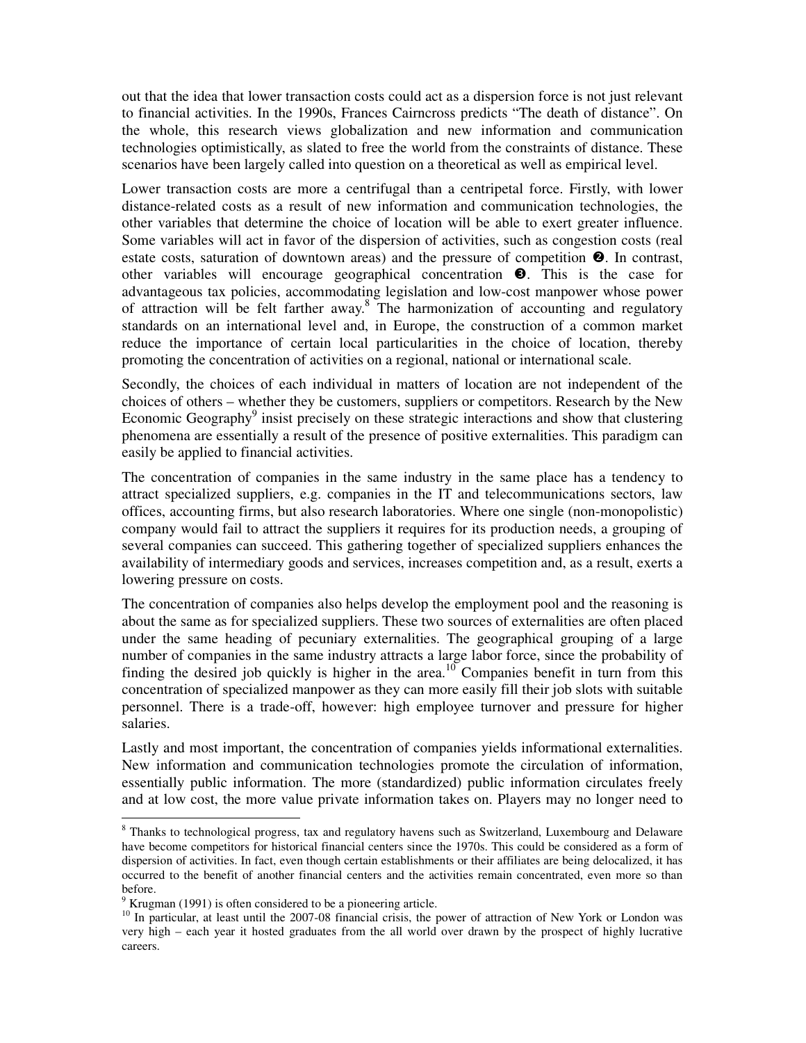out that the idea that lower transaction costs could act as a dispersion force is not just relevant to financial activities. In the 1990s, Frances Cairncross predicts "The death of distance". On the whole, this research views globalization and new information and communication technologies optimistically, as slated to free the world from the constraints of distance. These scenarios have been largely called into question on a theoretical as well as empirical level.

Lower transaction costs are more a centrifugal than a centripetal force. Firstly, with lower distance-related costs as a result of new information and communication technologies, the other variables that determine the choice of location will be able to exert greater influence. Some variables will act in favor of the dispersion of activities, such as congestion costs (real estate costs, saturation of downtown areas) and the pressure of competition ❷. In contrast, other variables will encourage geographical concentration ❸. This is the case for advantageous tax policies, accommodating legislation and low-cost manpower whose power of attraction will be felt farther away.[8] The harmonization of accounting and regulatory standards on an international level and, in Europe, the construction of a common market reduce the importance of certain local particularities in the choice of location, thereby promoting the concentration of activities on a regional, national or international scale.

Secondly, the choices of each individual in matters of location are not independent of the choices of others – whether they be customers, suppliers or competitors. Research by the New Economic Geography[9] insist precisely on these strategic interactions and show that clustering phenomena are essentially a result of the presence of positive externalities. This paradigm can easily be applied to financial activities.

The concentration of companies in the same industry in the same place has a tendency to attract specialized suppliers, e.g. companies in the IT and telecommunications sectors, law offices, accounting firms, but also research laboratories. Where one single (non-monopolistic) company would fail to attract the suppliers it requires for its production needs, a grouping of several companies can succeed. This gathering together of specialized suppliers enhances the availability of intermediary goods and services, increases competition and, as a result, exerts a lowering pressure on costs.

The concentration of companies also helps develop the employment pool and the reasoning is about the same as for specialized suppliers. These two sources of externalities are often placed under the same heading of pecuniary externalities. The geographical grouping of a large number of companies in the same industry attracts a large labor force, since the probability of finding the desired job quickly is higher in the area.[10] Companies benefit in turn from this concentration of specialized manpower as they can more easily fill their job slots with suitable personnel. There is a trade-off, however: high employee turnover and pressure for higher salaries.

Lastly and most important, the concentration of companies yields informational externalities. New information and communication technologies promote the circulation of information, essentially public information. The more (standardized) public information circulates freely and at low cost, the more value private information takes on. Players may no longer need to

---

[8] Thanks to technological progress, tax and regulatory havens such as Switzerland, Luxembourg and Delaware have become competitors for historical financial centers since the 1970s. This could be considered as a form of dispersion of activities. In fact, even though certain establishments or their affiliates are being delocalized, it has occurred to the benefit of another financial centers and the activities remain concentrated, even more so than before.

[9] Krugman (1991) is often considered to be a pioneering article.

[10] In particular, at least until the 2007-08 financial crisis, the power of attraction of New York or London was very high – each year it hosted graduates from the all world over drawn by the prospect of highly lucrative careers.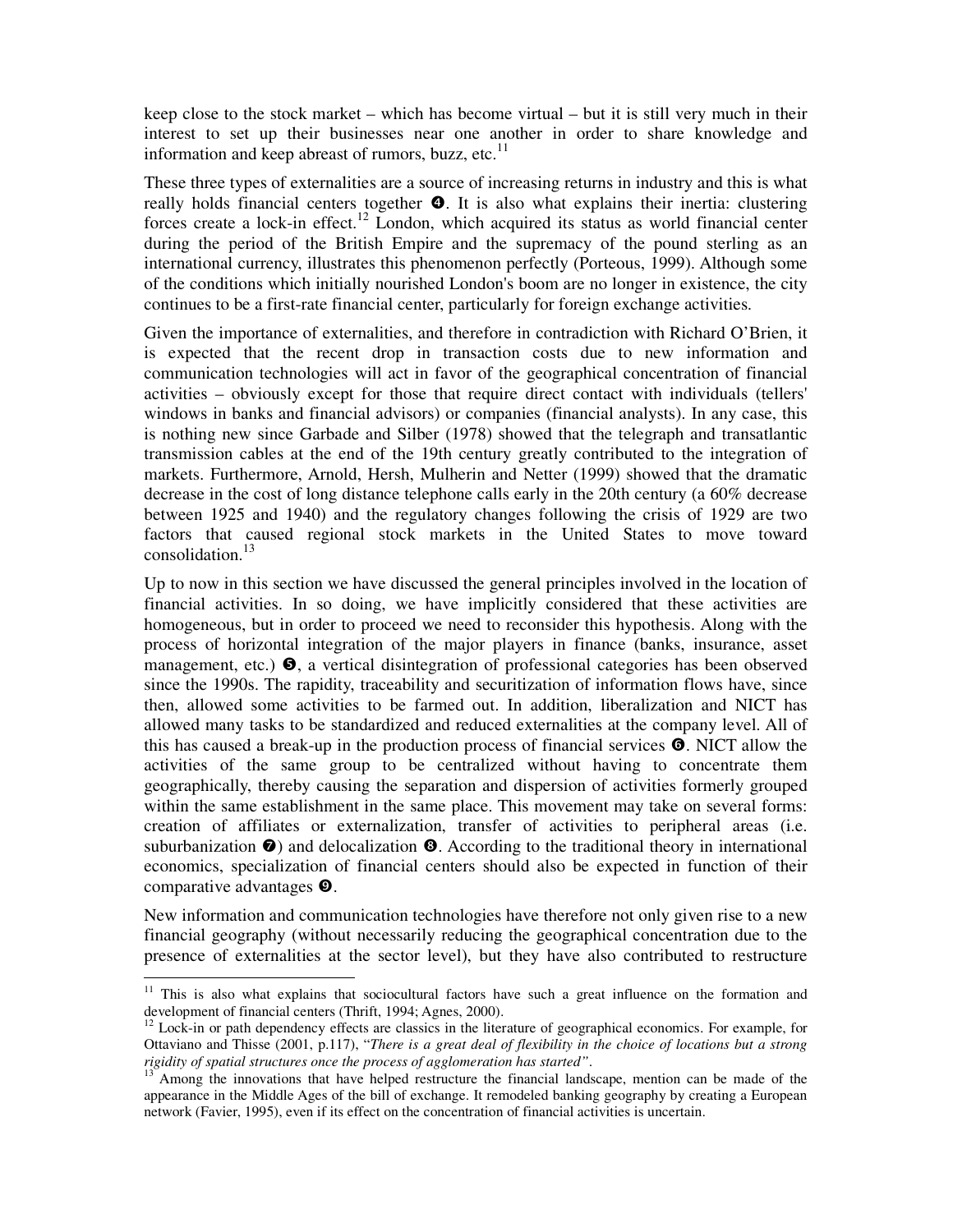keep close to the stock market – which has become virtual – but it is still very much in their interest to set up their businesses near one another in order to share knowledge and information and keep abreast of rumors, buzz, etc.[11]

These three types of externalities are a source of increasing returns in industry and this is what really holds financial centers together ❹. It is also what explains their inertia: clustering forces create a lock-in effect.[12] London, which acquired its status as world financial center during the period of the British Empire and the supremacy of the pound sterling as an international currency, illustrates this phenomenon perfectly (Porteous, 1999). Although some of the conditions which initially nourished London's boom are no longer in existence, the city continues to be a first-rate financial center, particularly for foreign exchange activities.

Given the importance of externalities, and therefore in contradiction with Richard O'Brien, it is expected that the recent drop in transaction costs due to new information and communication technologies will act in favor of the geographical concentration of financial activities – obviously except for those that require direct contact with individuals (tellers' windows in banks and financial advisors) or companies (financial analysts). In any case, this is nothing new since Garbade and Silber (1978) showed that the telegraph and transatlantic transmission cables at the end of the 19th century greatly contributed to the integration of markets. Furthermore, Arnold, Hersh, Mulherin and Netter (1999) showed that the dramatic decrease in the cost of long distance telephone calls early in the 20th century (a 60% decrease between 1925 and 1940) and the regulatory changes following the crisis of 1929 are two factors that caused regional stock markets in the United States to move toward consolidation.[13]

Up to now in this section we have discussed the general principles involved in the location of financial activities. In so doing, we have implicitly considered that these activities are homogeneous, but in order to proceed we need to reconsider this hypothesis. Along with the process of horizontal integration of the major players in finance (banks, insurance, asset management, etc.) ❺, a vertical disintegration of professional categories has been observed since the 1990s. The rapidity, traceability and securitization of information flows have, since then, allowed some activities to be farmed out. In addition, liberalization and NICT has allowed many tasks to be standardized and reduced externalities at the company level. All of this has caused a break-up in the production process of financial services ❻. NICT allow the activities of the same group to be centralized without having to concentrate them geographically, thereby causing the separation and dispersion of activities formerly grouped within the same establishment in the same place. This movement may take on several forms: creation of affiliates or externalization, transfer of activities to peripheral areas (i.e. suburbanization ❼) and delocalization ❽. According to the traditional theory in international economics, specialization of financial centers should also be expected in function of their comparative advantages ❾.

New information and communication technologies have therefore not only given rise to a new financial geography (without necessarily reducing the geographical concentration due to the presence of externalities at the sector level), but they have also contributed to restructure

---

[11] This is also what explains that sociocultural factors have such a great influence on the formation and development of financial centers (Thrift, 1994; Agnes, 2000).

[12] Lock-in or path dependency effects are classics in the literature of geographical economics. For example, for Ottaviano and Thisse (2001, p.117), "*There is a great deal of flexibility in the choice of locations but a strong rigidity of spatial structures once the process of agglomeration has started*".

[13] Among the innovations that have helped restructure the financial landscape, mention can be made of the appearance in the Middle Ages of the bill of exchange. It remodeled banking geography by creating a European network (Favier, 1995), even if its effect on the concentration of financial activities is uncertain.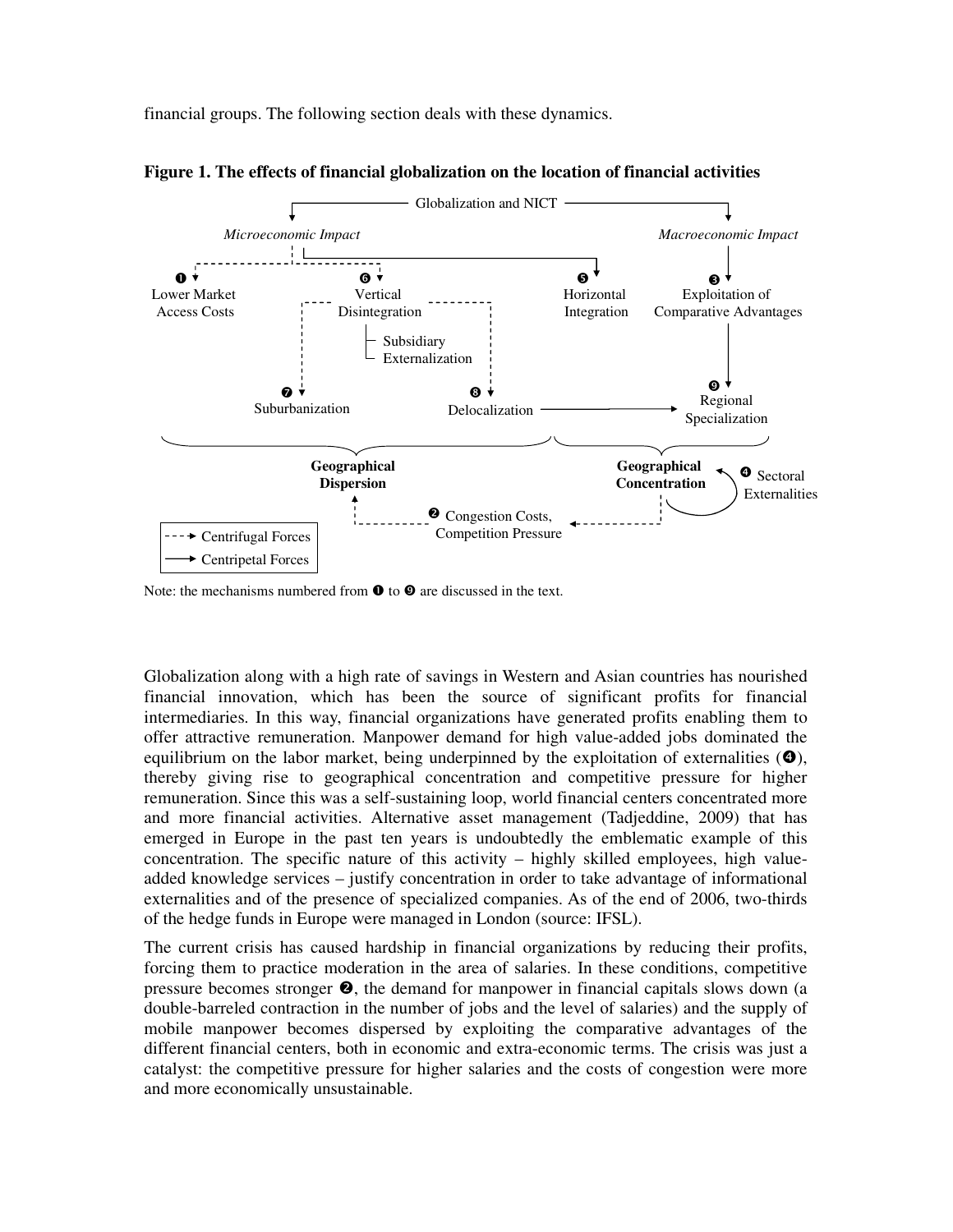financial groups. The following section deals with these dynamics.

**Figure 1. The effects of financial globalization on the location of financial activities**

Globalization and NICT

*Microeconomic Impact* | *Macroeconomic Impact*

❶ Lower Market Access Costs

❻ Vertical Disintegration
- Subsidiary Externalization

❺ Horizontal Integration

❸ Exploitation of Comparative Advantages

❼ Suburbanization

❽ Delocalization

❾ Regional Specialization

**Geographical Dispersion**

**Geographical Concentration**

❹ Sectoral Externalities

❷ Congestion Costs, Competition Pressure

- - -→ Centrifugal Forces
——→ Centripetal Forces

Note: the mechanisms numbered from ❶ to ❾ are discussed in the text.

Globalization along with a high rate of savings in Western and Asian countries has nourished financial innovation, which has been the source of significant profits for financial intermediaries. In this way, financial organizations have generated profits enabling them to offer attractive remuneration. Manpower demand for high value-added jobs dominated the equilibrium on the labor market, being underpinned by the exploitation of externalities (❹), thereby giving rise to geographical concentration and competitive pressure for higher remuneration. Since this was a self-sustaining loop, world financial centers concentrated more and more financial activities. Alternative asset management (Tadjeddine, 2009) that has emerged in Europe in the past ten years is undoubtedly the emblematic example of this concentration. The specific nature of this activity – highly skilled employees, high value-added knowledge services – justify concentration in order to take advantage of informational externalities and of the presence of specialized companies. As of the end of 2006, two-thirds of the hedge funds in Europe were managed in London (source: IFSL).

The current crisis has caused hardship in financial organizations by reducing their profits, forcing them to practice moderation in the area of salaries. In these conditions, competitive pressure becomes stronger ❷, the demand for manpower in financial capitals slows down (a double-barreled contraction in the number of jobs and the level of salaries) and the supply of mobile manpower becomes dispersed by exploiting the comparative advantages of the different financial centers, both in economic and extra-economic terms. The crisis was just a catalyst: the competitive pressure for higher salaries and the costs of congestion were more and more economically unsustainable.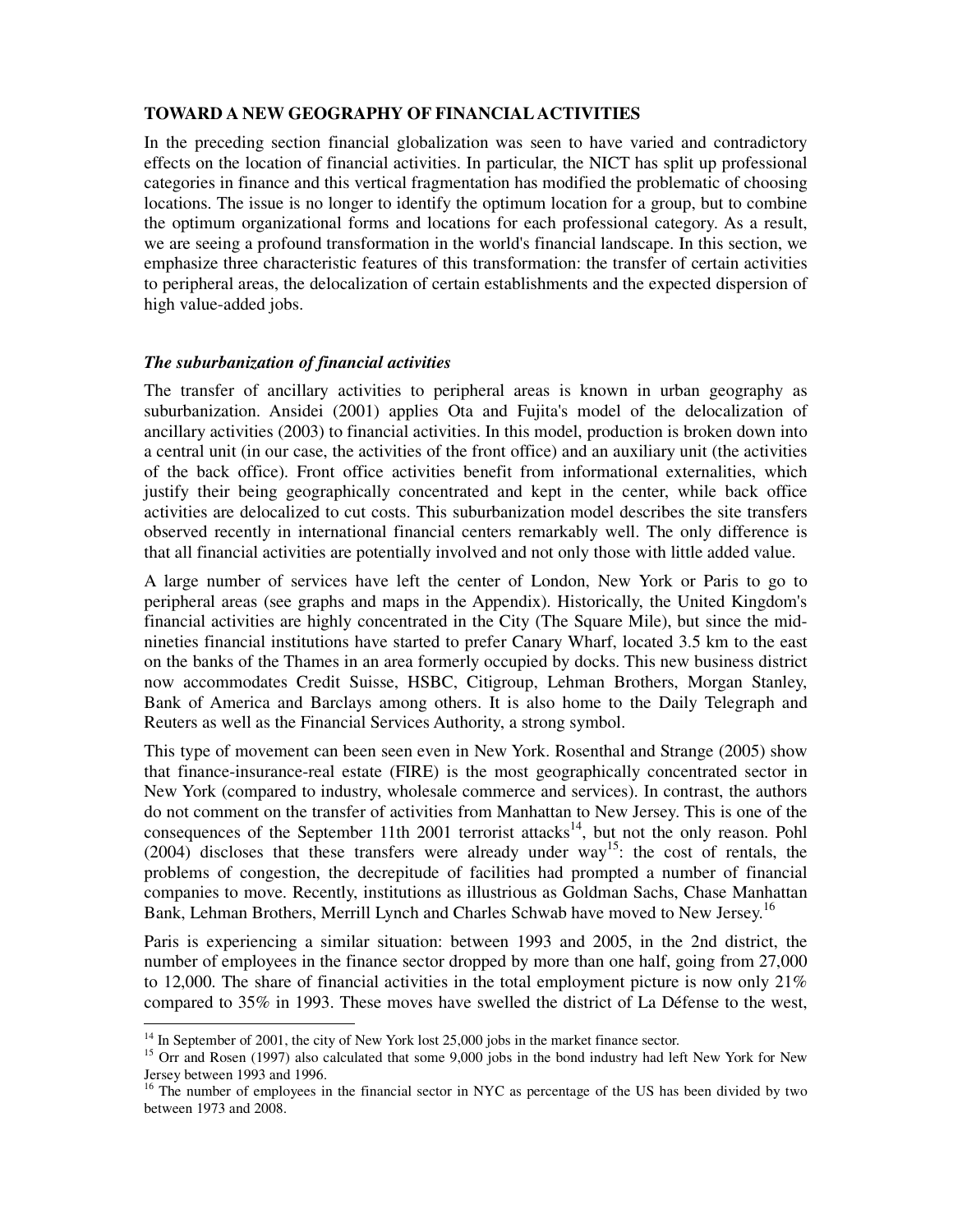## TOWARD A NEW GEOGRAPHY OF FINANCIAL ACTIVITIES

In the preceding section financial globalization was seen to have varied and contradictory effects on the location of financial activities. In particular, the NICT has split up professional categories in finance and this vertical fragmentation has modified the problematic of choosing locations. The issue is no longer to identify the optimum location for a group, but to combine the optimum organizational forms and locations for each professional category. As a result, we are seeing a profound transformation in the world's financial landscape. In this section, we emphasize three characteristic features of this transformation: the transfer of certain activities to peripheral areas, the delocalization of certain establishments and the expected dispersion of high value-added jobs.

### *The suburbanization of financial activities*

The transfer of ancillary activities to peripheral areas is known in urban geography as suburbanization. Ansidei (2001) applies Ota and Fujita's model of the delocalization of ancillary activities (2003) to financial activities. In this model, production is broken down into a central unit (in our case, the activities of the front office) and an auxiliary unit (the activities of the back office). Front office activities benefit from informational externalities, which justify their being geographically concentrated and kept in the center, while back office activities are delocalized to cut costs. This suburbanization model describes the site transfers observed recently in international financial centers remarkably well. The only difference is that all financial activities are potentially involved and not only those with little added value.

A large number of services have left the center of London, New York or Paris to go to peripheral areas (see graphs and maps in the Appendix). Historically, the United Kingdom's financial activities are highly concentrated in the City (The Square Mile), but since the mid-nineties financial institutions have started to prefer Canary Wharf, located 3.5 km to the east on the banks of the Thames in an area formerly occupied by docks. This new business district now accommodates Credit Suisse, HSBC, Citigroup, Lehman Brothers, Morgan Stanley, Bank of America and Barclays among others. It is also home to the Daily Telegraph and Reuters as well as the Financial Services Authority, a strong symbol.

This type of movement can been seen even in New York. Rosenthal and Strange (2005) show that finance-insurance-real estate (FIRE) is the most geographically concentrated sector in New York (compared to industry, wholesale commerce and services). In contrast, the authors do not comment on the transfer of activities from Manhattan to New Jersey. This is one of the consequences of the September 11th 2001 terrorist attacks[14], but not the only reason. Pohl (2004) discloses that these transfers were already under way[15]: the cost of rentals, the problems of congestion, the decrepitude of facilities had prompted a number of financial companies to move. Recently, institutions as illustrious as Goldman Sachs, Chase Manhattan Bank, Lehman Brothers, Merrill Lynch and Charles Schwab have moved to New Jersey.[16]

Paris is experiencing a similar situation: between 1993 and 2005, in the 2nd district, the number of employees in the finance sector dropped by more than one half, going from 27,000 to 12,000. The share of financial activities in the total employment picture is now only 21% compared to 35% in 1993. These moves have swelled the district of La Défense to the west,

---

[14] In September of 2001, the city of New York lost 25,000 jobs in the market finance sector.

[15] Orr and Rosen (1997) also calculated that some 9,000 jobs in the bond industry had left New York for New Jersey between 1993 and 1996.

[16] The number of employees in the financial sector in NYC as percentage of the US has been divided by two between 1973 and 2008.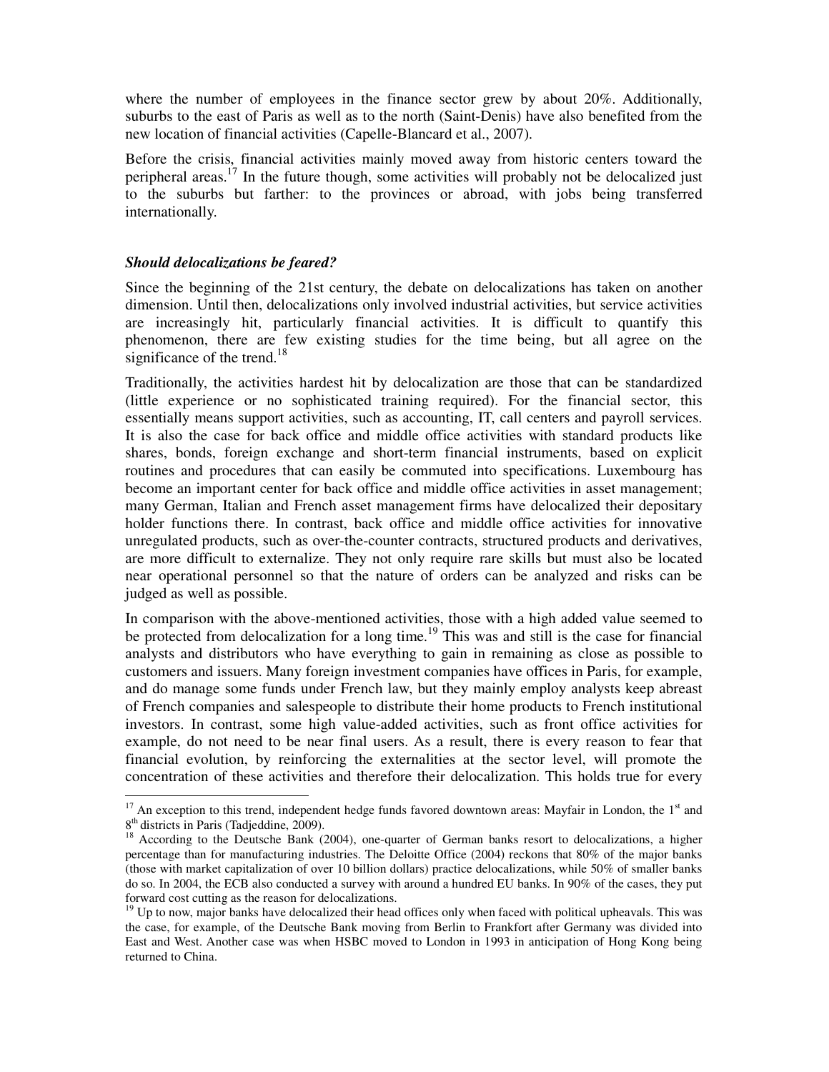where the number of employees in the finance sector grew by about 20%. Additionally, suburbs to the east of Paris as well as to the north (Saint-Denis) have also benefited from the new location of financial activities (Capelle-Blancard et al., 2007).

Before the crisis, financial activities mainly moved away from historic centers toward the peripheral areas.[17] In the future though, some activities will probably not be delocalized just to the suburbs but farther: to the provinces or abroad, with jobs being transferred internationally.

***Should delocalizations be feared?***

Since the beginning of the 21st century, the debate on delocalizations has taken on another dimension. Until then, delocalizations only involved industrial activities, but service activities are increasingly hit, particularly financial activities. It is difficult to quantify this phenomenon, there are few existing studies for the time being, but all agree on the significance of the trend.[18]

Traditionally, the activities hardest hit by delocalization are those that can be standardized (little experience or no sophisticated training required). For the financial sector, this essentially means support activities, such as accounting, IT, call centers and payroll services. It is also the case for back office and middle office activities with standard products like shares, bonds, foreign exchange and short-term financial instruments, based on explicit routines and procedures that can easily be commuted into specifications. Luxembourg has become an important center for back office and middle office activities in asset management; many German, Italian and French asset management firms have delocalized their depositary holder functions there. In contrast, back office and middle office activities for innovative unregulated products, such as over-the-counter contracts, structured products and derivatives, are more difficult to externalize. They not only require rare skills but must also be located near operational personnel so that the nature of orders can be analyzed and risks can be judged as well as possible.

In comparison with the above-mentioned activities, those with a high added value seemed to be protected from delocalization for a long time.[19] This was and still is the case for financial analysts and distributors who have everything to gain in remaining as close as possible to customers and issuers. Many foreign investment companies have offices in Paris, for example, and do manage some funds under French law, but they mainly employ analysts keep abreast of French companies and salespeople to distribute their home products to French institutional investors. In contrast, some high value-added activities, such as front office activities for example, do not need to be near final users. As a result, there is every reason to fear that financial evolution, by reinforcing the externalities at the sector level, will promote the concentration of these activities and therefore their delocalization. This holds true for every

---

[17] An exception to this trend, independent hedge funds favored downtown areas: Mayfair in London, the 1st and 8th districts in Paris (Tadjeddine, 2009).

[18] According to the Deutsche Bank (2004), one-quarter of German banks resort to delocalizations, a higher percentage than for manufacturing industries. The Deloitte Office (2004) reckons that 80% of the major banks (those with market capitalization of over 10 billion dollars) practice delocalizations, while 50% of smaller banks do so. In 2004, the ECB also conducted a survey with around a hundred EU banks. In 90% of the cases, they put forward cost cutting as the reason for delocalizations.

[19] Up to now, major banks have delocalized their head offices only when faced with political upheavals. This was the case, for example, of the Deutsche Bank moving from Berlin to Frankfort after Germany was divided into East and West. Another case was when HSBC moved to London in 1993 in anticipation of Hong Kong being returned to China.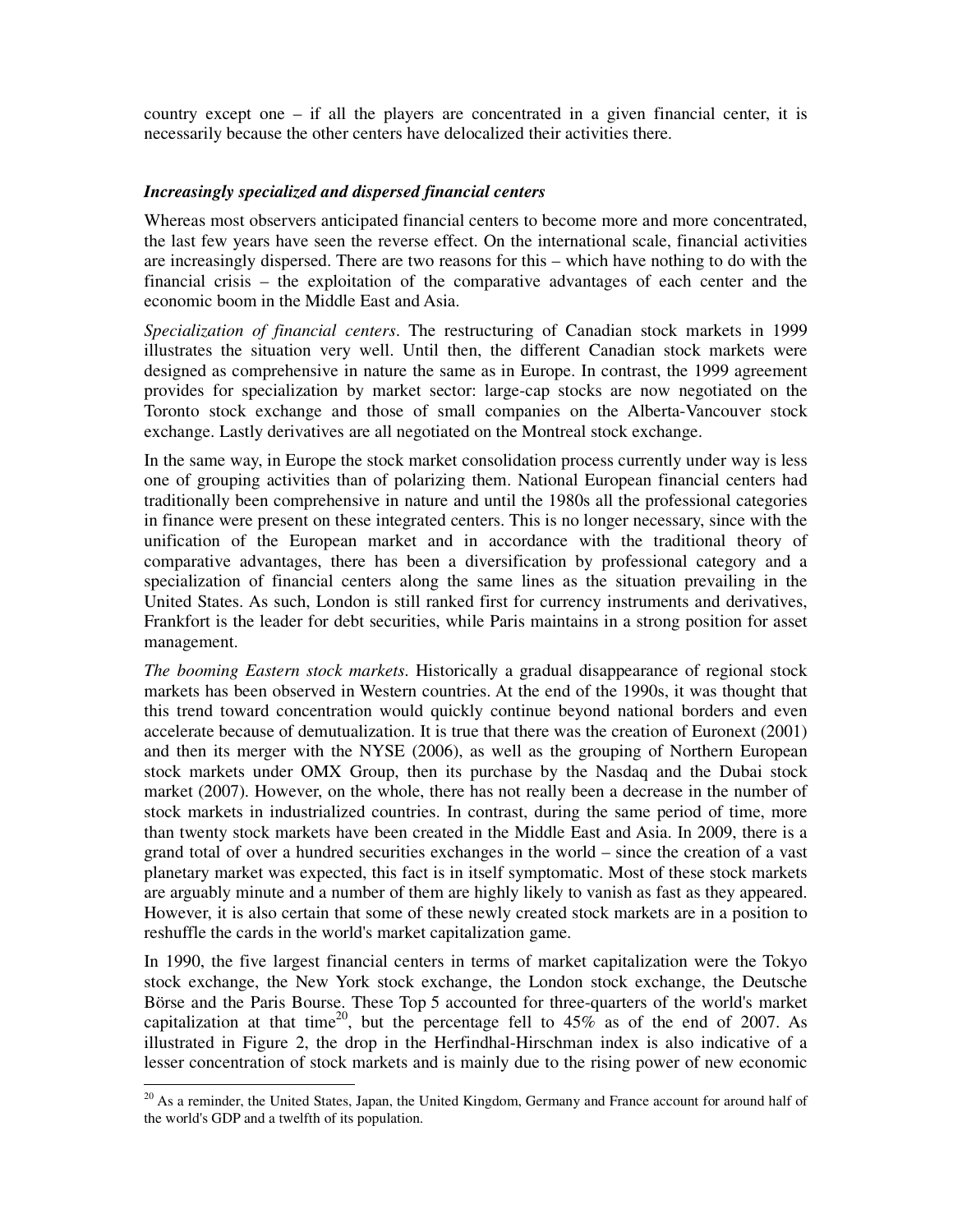country except one – if all the players are concentrated in a given financial center, it is necessarily because the other centers have delocalized their activities there.

### *Increasingly specialized and dispersed financial centers*

Whereas most observers anticipated financial centers to become more and more concentrated, the last few years have seen the reverse effect. On the international scale, financial activities are increasingly dispersed. There are two reasons for this – which have nothing to do with the financial crisis – the exploitation of the comparative advantages of each center and the economic boom in the Middle East and Asia.

*Specialization of financial centers*. The restructuring of Canadian stock markets in 1999 illustrates the situation very well. Until then, the different Canadian stock markets were designed as comprehensive in nature the same as in Europe. In contrast, the 1999 agreement provides for specialization by market sector: large-cap stocks are now negotiated on the Toronto stock exchange and those of small companies on the Alberta-Vancouver stock exchange. Lastly derivatives are all negotiated on the Montreal stock exchange.

In the same way, in Europe the stock market consolidation process currently under way is less one of grouping activities than of polarizing them. National European financial centers had traditionally been comprehensive in nature and until the 1980s all the professional categories in finance were present on these integrated centers. This is no longer necessary, since with the unification of the European market and in accordance with the traditional theory of comparative advantages, there has been a diversification by professional category and a specialization of financial centers along the same lines as the situation prevailing in the United States. As such, London is still ranked first for currency instruments and derivatives, Frankfort is the leader for debt securities, while Paris maintains in a strong position for asset management.

*The booming Eastern stock markets*. Historically a gradual disappearance of regional stock markets has been observed in Western countries. At the end of the 1990s, it was thought that this trend toward concentration would quickly continue beyond national borders and even accelerate because of demutualization. It is true that there was the creation of Euronext (2001) and then its merger with the NYSE (2006), as well as the grouping of Northern European stock markets under OMX Group, then its purchase by the Nasdaq and the Dubai stock market (2007). However, on the whole, there has not really been a decrease in the number of stock markets in industrialized countries. In contrast, during the same period of time, more than twenty stock markets have been created in the Middle East and Asia. In 2009, there is a grand total of over a hundred securities exchanges in the world – since the creation of a vast planetary market was expected, this fact is in itself symptomatic. Most of these stock markets are arguably minute and a number of them are highly likely to vanish as fast as they appeared. However, it is also certain that some of these newly created stock markets are in a position to reshuffle the cards in the world's market capitalization game.

In 1990, the five largest financial centers in terms of market capitalization were the Tokyo stock exchange, the New York stock exchange, the London stock exchange, the Deutsche Börse and the Paris Bourse. These Top 5 accounted for three-quarters of the world's market capitalization at that time[20], but the percentage fell to 45% as of the end of 2007. As illustrated in Figure 2, the drop in the Herfindhal-Hirschman index is also indicative of a lesser concentration of stock markets and is mainly due to the rising power of new economic

[20] As a reminder, the United States, Japan, the United Kingdom, Germany and France account for around half of the world's GDP and a twelfth of its population.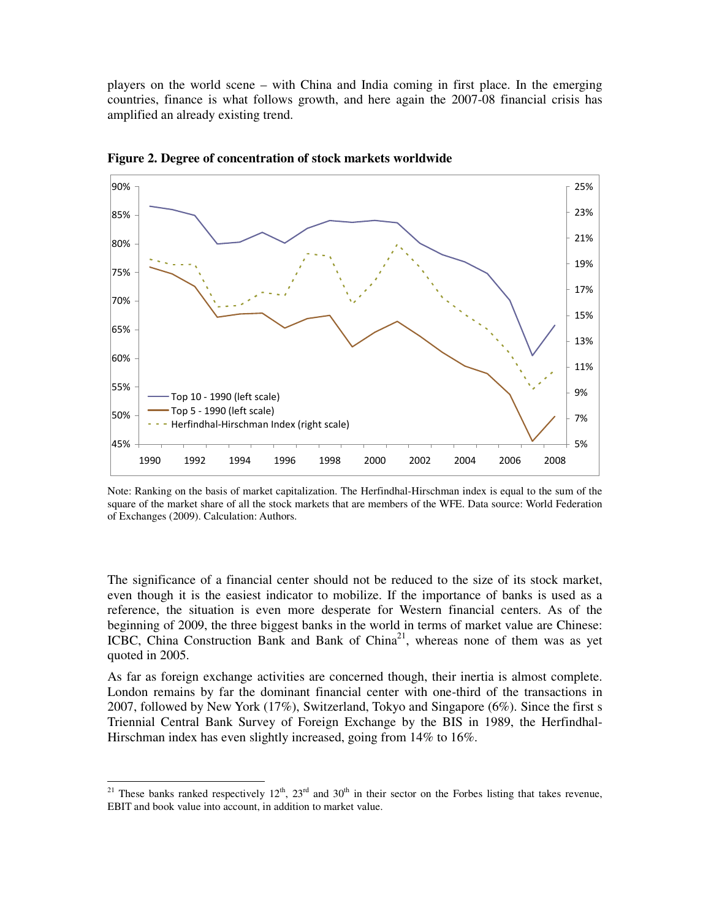players on the world scene – with China and India coming in first place. In the emerging countries, finance is what follows growth, and here again the 2007-08 financial crisis has amplified an already existing trend.

**Figure 2. Degree of concentration of stock markets worldwide**

Note: Ranking on the basis of market capitalization. The Herfindhal-Hirschman index is equal to the sum of the square of the market share of all the stock markets that are members of the WFE. Data source: World Federation of Exchanges (2009). Calculation: Authors.

The significance of a financial center should not be reduced to the size of its stock market, even though it is the easiest indicator to mobilize. If the importance of banks is used as a reference, the situation is even more desperate for Western financial centers. As of the beginning of 2009, the three biggest banks in the world in terms of market value are Chinese: ICBC, China Construction Bank and Bank of China[21], whereas none of them was as yet quoted in 2005.

As far as foreign exchange activities are concerned though, their inertia is almost complete. London remains by far the dominant financial center with one-third of the transactions in 2007, followed by New York (17%), Switzerland, Tokyo and Singapore (6%). Since the first s Triennial Central Bank Survey of Foreign Exchange by the BIS in 1989, the Herfindhal-Hirschman index has even slightly increased, going from 14% to 16%.

[21] These banks ranked respectively 12th, 23rd and 30th in their sector on the Forbes listing that takes revenue, EBIT and book value into account, in addition to market value.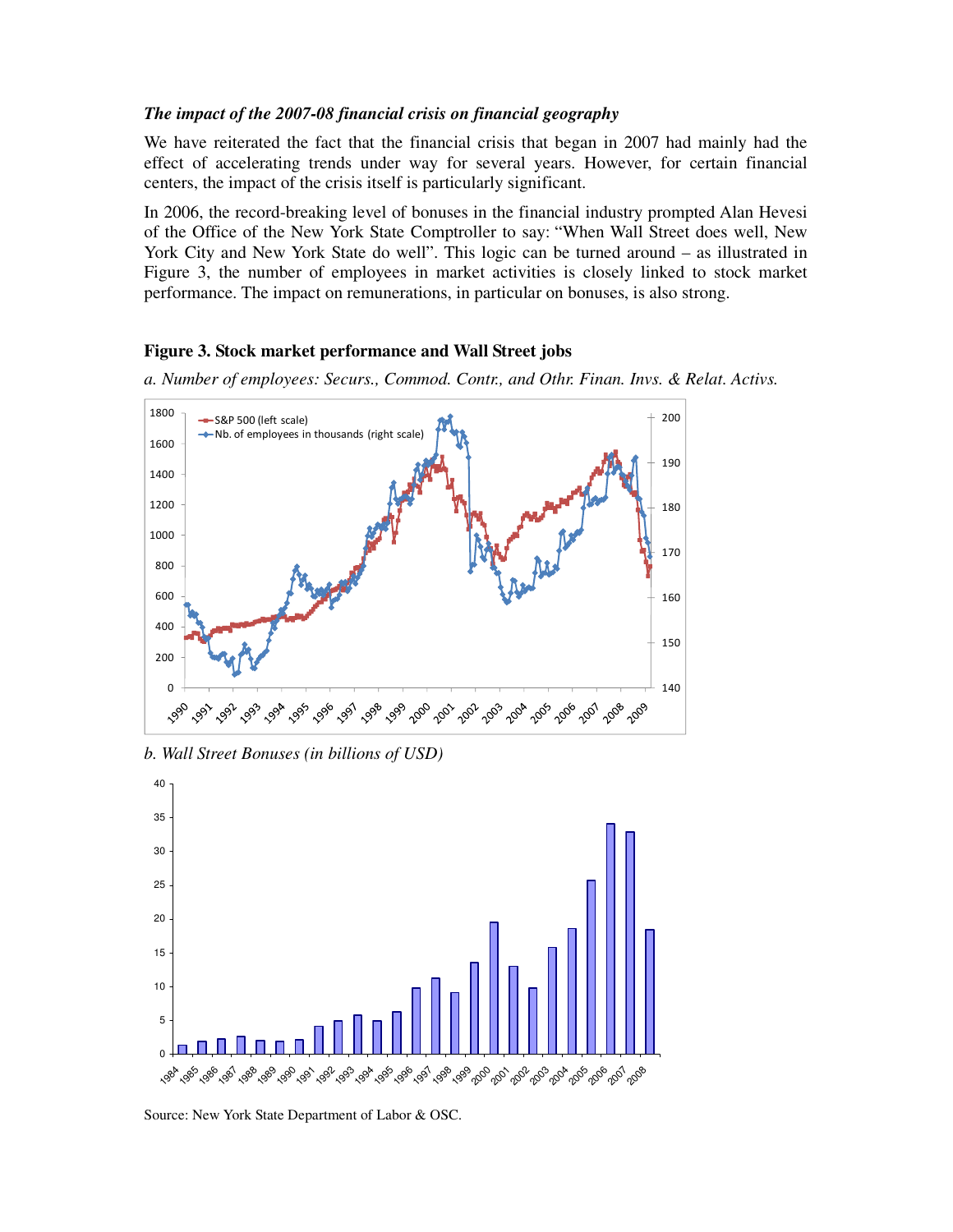***The impact of the 2007-08 financial crisis on financial geography***

We have reiterated the fact that the financial crisis that began in 2007 had mainly had the effect of accelerating trends under way for several years. However, for certain financial centers, the impact of the crisis itself is particularly significant.

In 2006, the record-breaking level of bonuses in the financial industry prompted Alan Hevesi of the Office of the New York State Comptroller to say: "When Wall Street does well, New York City and New York State do well". This logic can be turned around – as illustrated in Figure 3, the number of employees in market activities is closely linked to stock market performance. The impact on remunerations, in particular on bonuses, is also strong.

**Figure 3. Stock market performance and Wall Street jobs**

*a. Number of employees: Securs., Commod. Contr., and Othr. Finan. Invs. & Relat. Activs.*

*b. Wall Street Bonuses (in billions of USD)*

Source: New York State Department of Labor & OSC.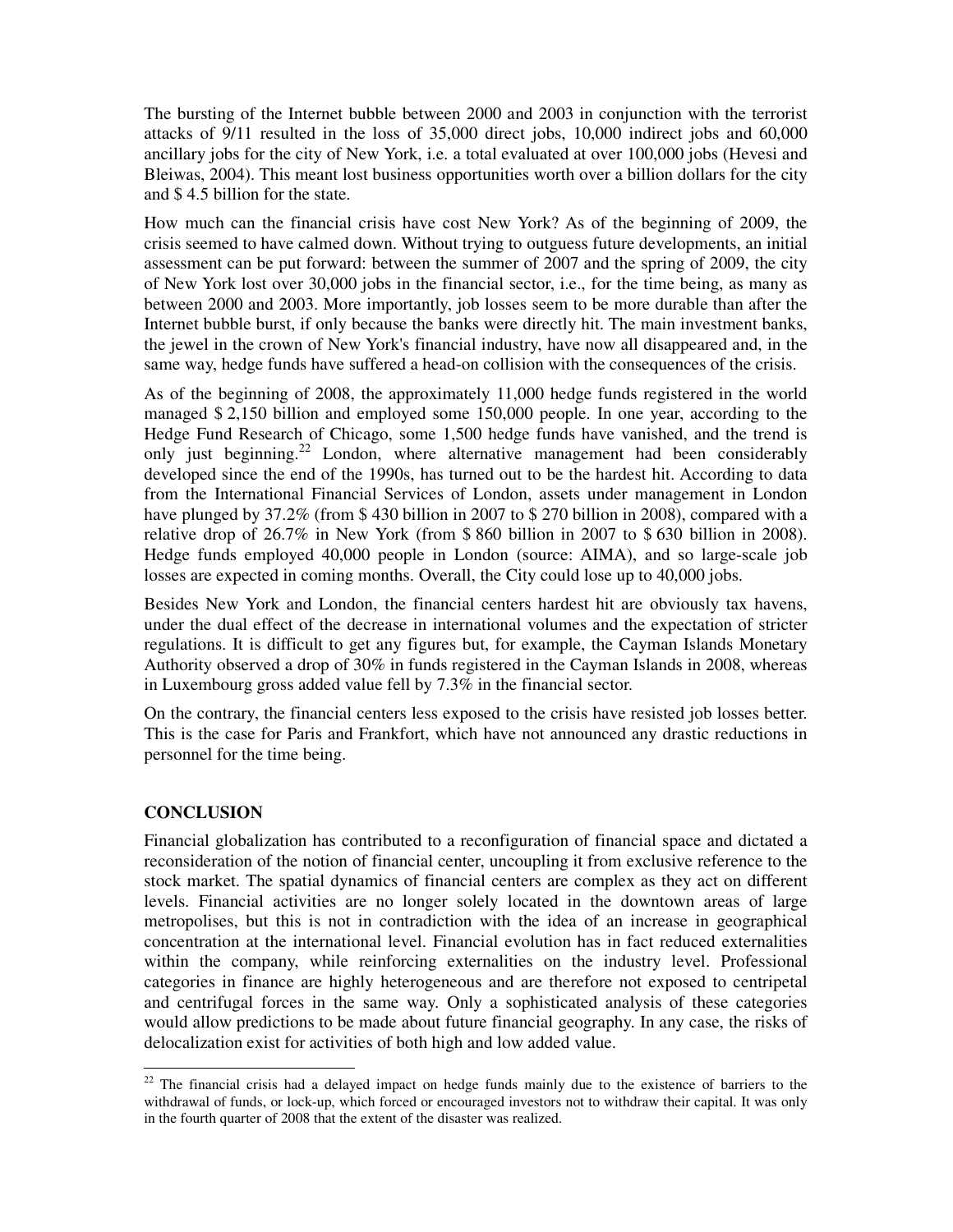The bursting of the Internet bubble between 2000 and 2003 in conjunction with the terrorist attacks of 9/11 resulted in the loss of 35,000 direct jobs, 10,000 indirect jobs and 60,000 ancillary jobs for the city of New York, i.e. a total evaluated at over 100,000 jobs (Hevesi and Bleiwas, 2004). This meant lost business opportunities worth over a billion dollars for the city and $ 4.5 billion for the state.

How much can the financial crisis have cost New York? As of the beginning of 2009, the crisis seemed to have calmed down. Without trying to outguess future developments, an initial assessment can be put forward: between the summer of 2007 and the spring of 2009, the city of New York lost over 30,000 jobs in the financial sector, i.e., for the time being, as many as between 2000 and 2003. More importantly, job losses seem to be more durable than after the Internet bubble burst, if only because the banks were directly hit. The main investment banks, the jewel in the crown of New York's financial industry, have now all disappeared and, in the same way, hedge funds have suffered a head-on collision with the consequences of the crisis.

As of the beginning of 2008, the approximately 11,000 hedge funds registered in the world managed $ 2,150 billion and employed some 150,000 people. In one year, according to the Hedge Fund Research of Chicago, some 1,500 hedge funds have vanished, and the trend is only just beginning.[22] London, where alternative management had been considerably developed since the end of the 1990s, has turned out to be the hardest hit. According to data from the International Financial Services of London, assets under management in London have plunged by 37.2% (from $ 430 billion in 2007 to $ 270 billion in 2008), compared with a relative drop of 26.7% in New York (from $ 860 billion in 2007 to $ 630 billion in 2008). Hedge funds employed 40,000 people in London (source: AIMA), and so large-scale job losses are expected in coming months. Overall, the City could lose up to 40,000 jobs.

Besides New York and London, the financial centers hardest hit are obviously tax havens, under the dual effect of the decrease in international volumes and the expectation of stricter regulations. It is difficult to get any figures but, for example, the Cayman Islands Monetary Authority observed a drop of 30% in funds registered in the Cayman Islands in 2008, whereas in Luxembourg gross added value fell by 7.3% in the financial sector.

On the contrary, the financial centers less exposed to the crisis have resisted job losses better. This is the case for Paris and Frankfort, which have not announced any drastic reductions in personnel for the time being.

## CONCLUSION

Financial globalization has contributed to a reconfiguration of financial space and dictated a reconsideration of the notion of financial center, uncoupling it from exclusive reference to the stock market. The spatial dynamics of financial centers are complex as they act on different levels. Financial activities are no longer solely located in the downtown areas of large metropolises, but this is not in contradiction with the idea of an increase in geographical concentration at the international level. Financial evolution has in fact reduced externalities within the company, while reinforcing externalities on the industry level. Professional categories in finance are highly heterogeneous and are therefore not exposed to centripetal and centrifugal forces in the same way. Only a sophisticated analysis of these categories would allow predictions to be made about future financial geography. In any case, the risks of delocalization exist for activities of both high and low added value.

---

[22] The financial crisis had a delayed impact on hedge funds mainly due to the existence of barriers to the withdrawal of funds, or lock-up, which forced or encouraged investors not to withdraw their capital. It was only in the fourth quarter of 2008 that the extent of the disaster was realized.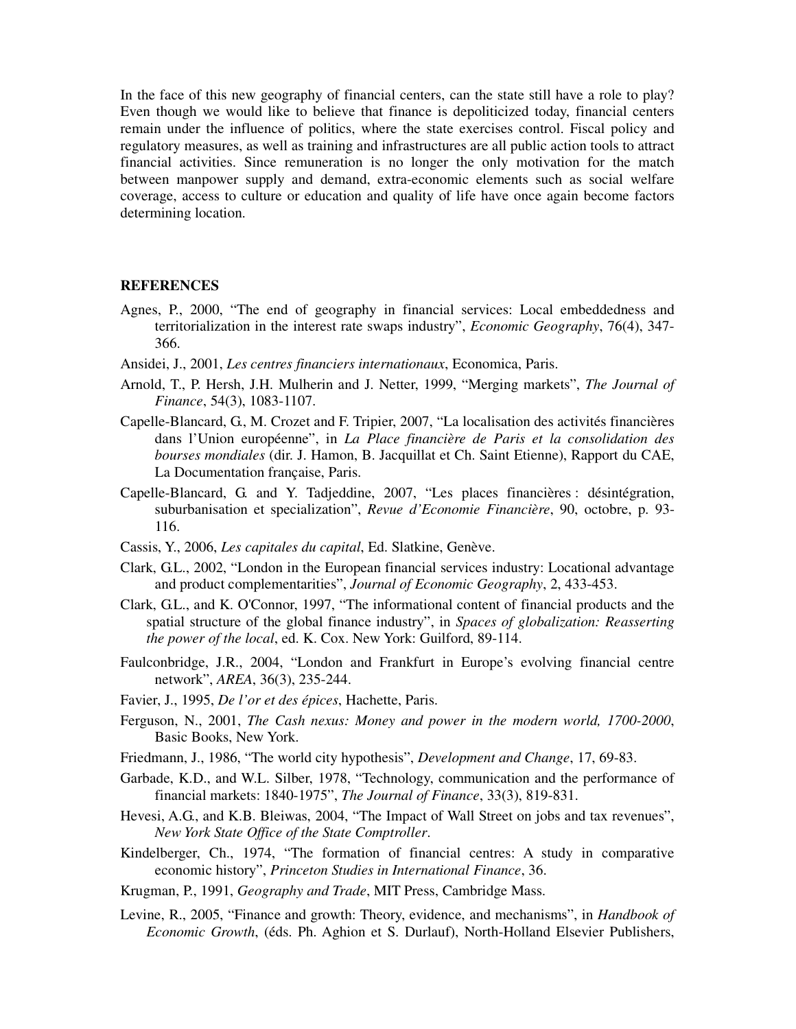In the face of this new geography of financial centers, can the state still have a role to play? Even though we would like to believe that finance is depoliticized today, financial centers remain under the influence of politics, where the state exercises control. Fiscal policy and regulatory measures, as well as training and infrastructures are all public action tools to attract financial activities. Since remuneration is no longer the only motivation for the match between manpower supply and demand, extra-economic elements such as social welfare coverage, access to culture or education and quality of life have once again become factors determining location.

## REFERENCES

Agnes, P., 2000, "The end of geography in financial services: Local embeddedness and territorialization in the interest rate swaps industry", *Economic Geography*, 76(4), 347-366.

Ansidei, J., 2001, *Les centres financiers internationaux*, Economica, Paris.

Arnold, T., P. Hersh, J.H. Mulherin and J. Netter, 1999, "Merging markets", *The Journal of Finance*, 54(3), 1083-1107.

Capelle-Blancard, G., M. Crozet and F. Tripier, 2007, "La localisation des activités financières dans l'Union européenne", in *La Place financière de Paris et la consolidation des bourses mondiales* (dir. J. Hamon, B. Jacquillat et Ch. Saint Etienne), Rapport du CAE, La Documentation française, Paris.

Capelle-Blancard, G. and Y. Tadjeddine, 2007, "Les places financières : désintégration, suburbanisation et specialization", *Revue d'Economie Financière*, 90, octobre, p. 93-116.

Cassis, Y., 2006, *Les capitales du capital*, Ed. Slatkine, Genève.

Clark, G.L., 2002, "London in the European financial services industry: Locational advantage and product complementarities", *Journal of Economic Geography*, 2, 433-453.

Clark, G.L., and K. O'Connor, 1997, "The informational content of financial products and the spatial structure of the global finance industry", in *Spaces of globalization: Reasserting the power of the local*, ed. K. Cox. New York: Guilford, 89-114.

Faulconbridge, J.R., 2004, "London and Frankfurt in Europe's evolving financial centre network", *AREA*, 36(3), 235-244.

Favier, J., 1995, *De l'or et des épices*, Hachette, Paris.

Ferguson, N., 2001, *The Cash nexus: Money and power in the modern world, 1700-2000*, Basic Books, New York.

Friedmann, J., 1986, "The world city hypothesis", *Development and Change*, 17, 69-83.

Garbade, K.D., and W.L. Silber, 1978, "Technology, communication and the performance of financial markets: 1840-1975", *The Journal of Finance*, 33(3), 819-831.

Hevesi, A.G., and K.B. Bleiwas, 2004, "The Impact of Wall Street on jobs and tax revenues", *New York State Office of the State Comptroller*.

Kindelberger, Ch., 1974, "The formation of financial centres: A study in comparative economic history", *Princeton Studies in International Finance*, 36.

Krugman, P., 1991, *Geography and Trade*, MIT Press, Cambridge Mass.

Levine, R., 2005, "Finance and growth: Theory, evidence, and mechanisms", in *Handbook of Economic Growth*, (éds. Ph. Aghion et S. Durlauf), North-Holland Elsevier Publishers,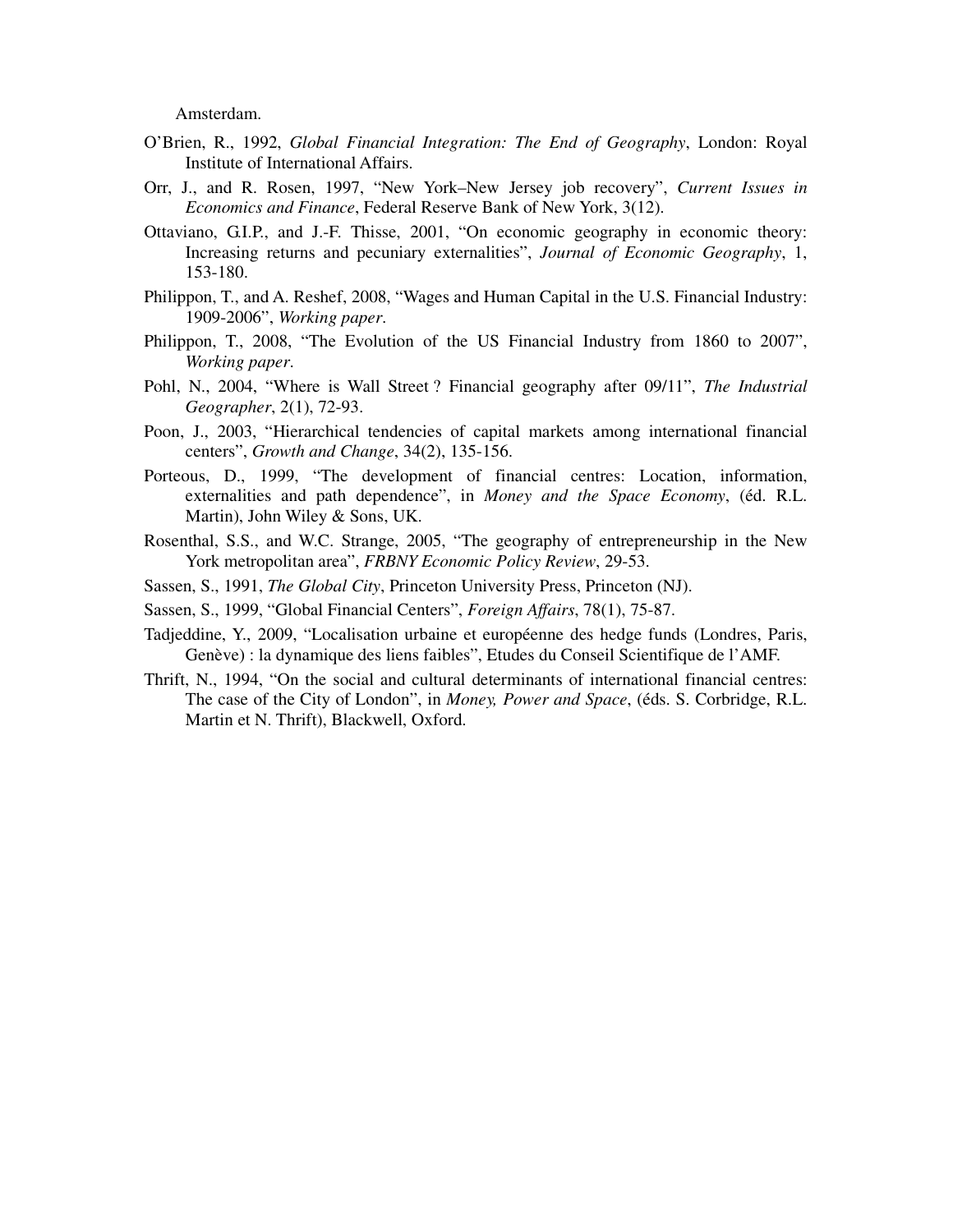Amsterdam.

O'Brien, R., 1992, *Global Financial Integration: The End of Geography*, London: Royal Institute of International Affairs.

Orr, J., and R. Rosen, 1997, "New York–New Jersey job recovery", *Current Issues in Economics and Finance*, Federal Reserve Bank of New York, 3(12).

Ottaviano, G.I.P., and J.-F. Thisse, 2001, "On economic geography in economic theory: Increasing returns and pecuniary externalities", *Journal of Economic Geography*, 1, 153-180.

Philippon, T., and A. Reshef, 2008, "Wages and Human Capital in the U.S. Financial Industry: 1909-2006", *Working paper*.

Philippon, T., 2008, "The Evolution of the US Financial Industry from 1860 to 2007", *Working paper*.

Pohl, N., 2004, "Where is Wall Street ? Financial geography after 09/11", *The Industrial Geographer*, 2(1), 72-93.

Poon, J., 2003, "Hierarchical tendencies of capital markets among international financial centers", *Growth and Change*, 34(2), 135-156.

Porteous, D., 1999, "The development of financial centres: Location, information, externalities and path dependence", in *Money and the Space Economy*, (éd. R.L. Martin), John Wiley & Sons, UK.

Rosenthal, S.S., and W.C. Strange, 2005, "The geography of entrepreneurship in the New York metropolitan area", *FRBNY Economic Policy Review*, 29-53.

Sassen, S., 1991, *The Global City*, Princeton University Press, Princeton (NJ).

Sassen, S., 1999, "Global Financial Centers", *Foreign Affairs*, 78(1), 75-87.

Tadjeddine, Y., 2009, "Localisation urbaine et européenne des hedge funds (Londres, Paris, Genève) : la dynamique des liens faibles", Etudes du Conseil Scientifique de l'AMF.

Thrift, N., 1994, "On the social and cultural determinants of international financial centres: The case of the City of London", in *Money, Power and Space*, (éds. S. Corbridge, R.L. Martin et N. Thrift), Blackwell, Oxford.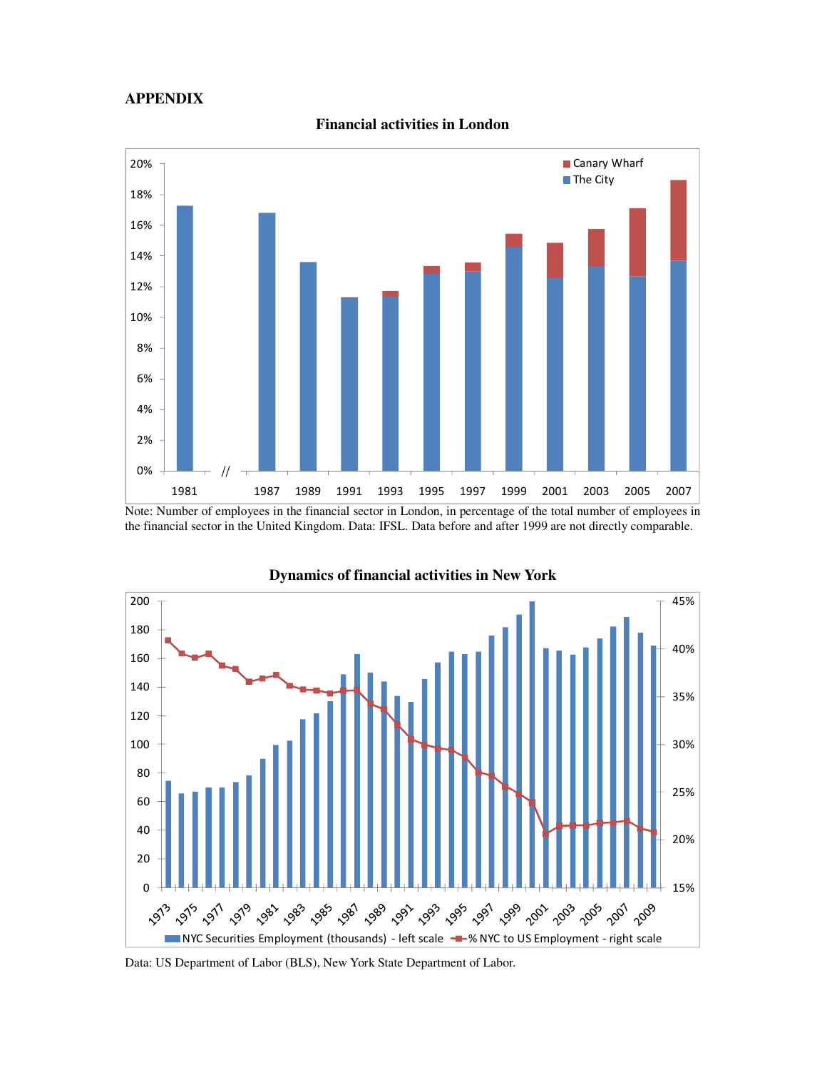# APPENDIX

**Financial activities in London**

Note: Number of employees in the financial sector in London, in percentage of the total number of employees in the financial sector in the United Kingdom. Data: IFSL. Data before and after 1999 are not directly comparable.

**Dynamics of financial activities in New York**

Data: US Department of Labor (BLS), New York State Department of Labor.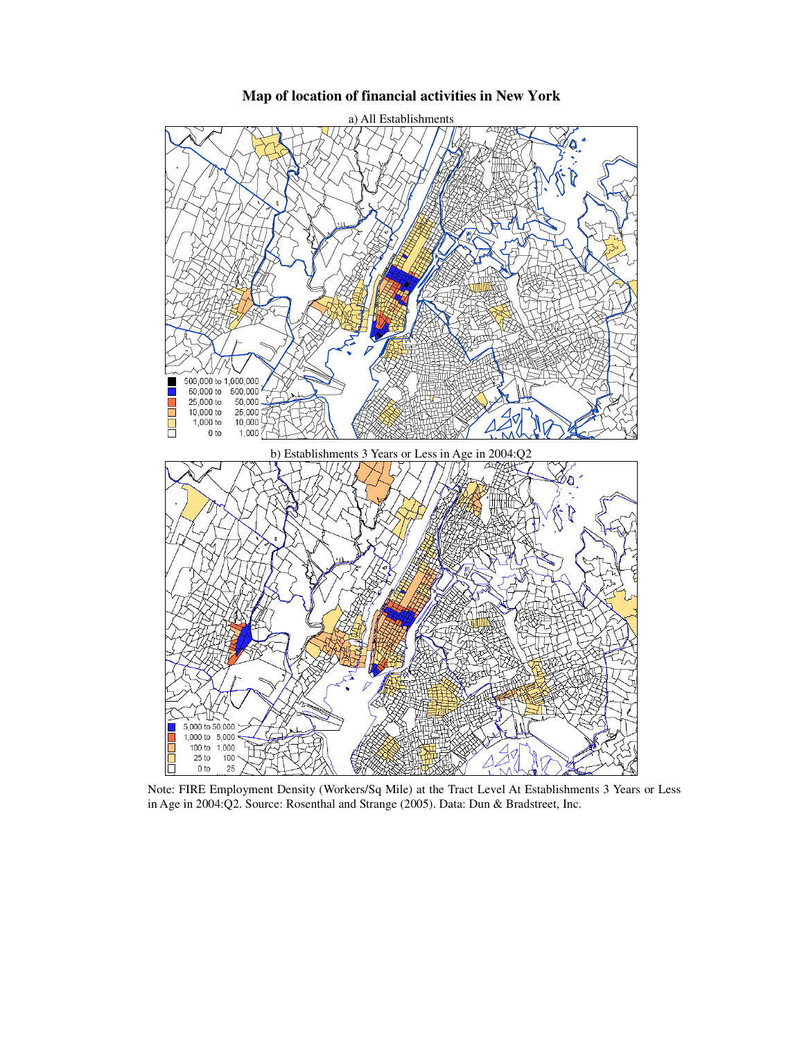**Map of location of financial activities in New York**

a) All Establishments

| | |
|---|---|
| 500,000 to 1,000,000 | |
| 50,000 to | 500,000 |
| 25,000 to | 50,000 |
| 10,000 to | 25,000 |
| 1,000 to | 10,000 |
| 0 to | 1,000 |

b) Establishments 3 Years or Less in Age in 2004:Q2

| | |
|---|---|
| 5,000 to | 50,000 |
| 1,000 to | 5,000 |
| 100 to | 1,000 |
| 25 to | 100 |
| 0 to | 25 |

Note: FIRE Employment Density (Workers/Sq Mile) at the Tract Level At Establishments 3 Years or Less in Age in 2004:Q2. Source: Rosenthal and Strange (2005). Data: Dun & Bradstreet, Inc.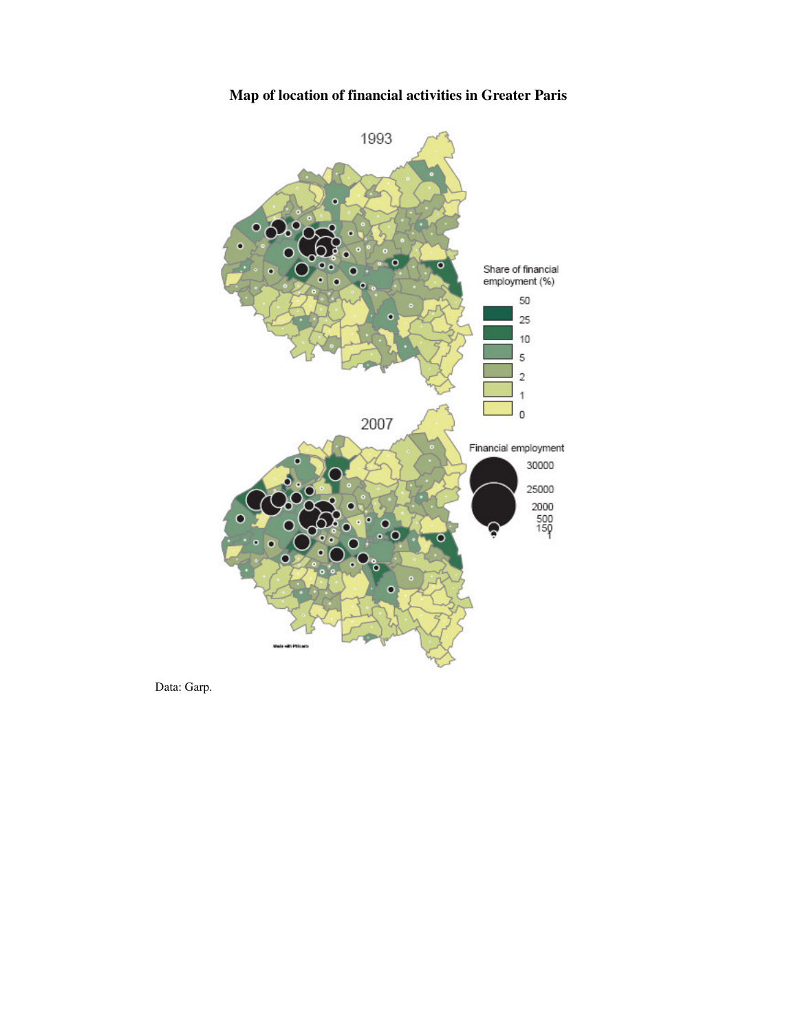**Map of location of financial activities in Greater Paris**

1993

Share of financial employment (%)

50
25
10
5
2
1
0

2007

Financial employment

30000
25000
2000
500
150
1

Made with Philcarto

Data: Garp.